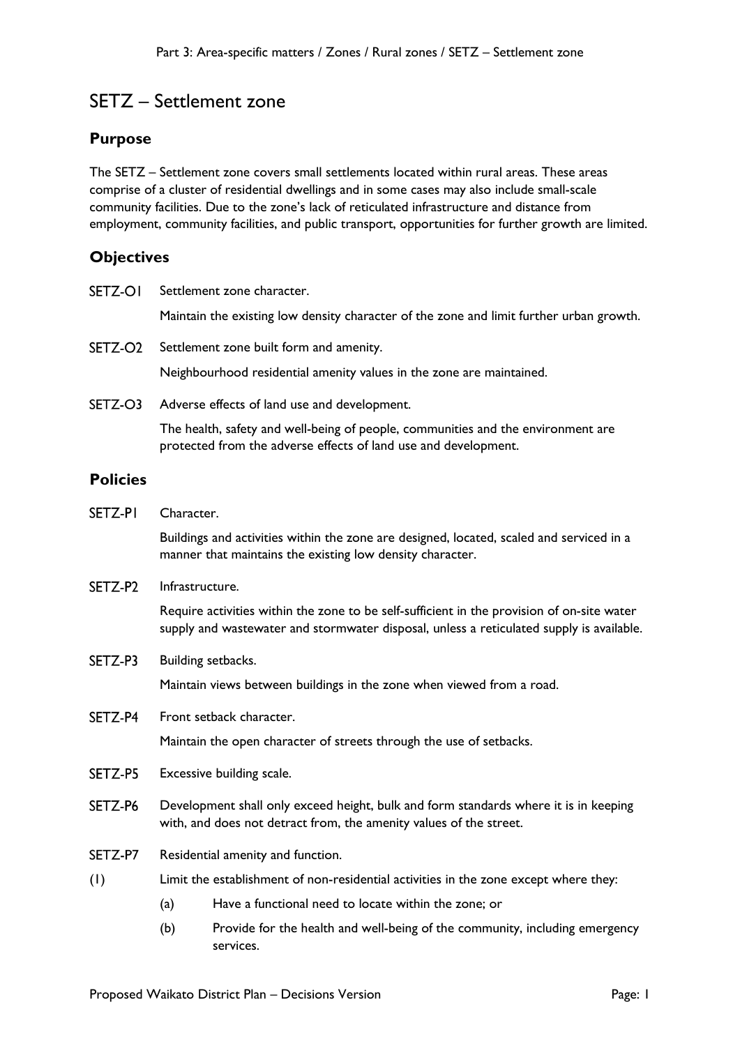# SETZ – Settlement zone

## Purpose

The SETZ – Settlement zone covers small settlements located within rural areas. These areas comprise of a cluster of residential dwellings and in some cases may also include small-scale community facilities. Due to the zone's lack of reticulated infrastructure and distance from employment, community facilities, and public transport, opportunities for further growth are limited.

## Objectives

SETZ-O1 Settlement zone character.

Maintain the existing low density character of the zone and limit further urban growth.

SETZ-O2 Settlement zone built form and amenity.

Neighbourhood residential amenity values in the zone are maintained.

SETZ-O3 Adverse effects of land use and development.

The health, safety and well-being of people, communities and the environment are protected from the adverse effects of land use and development.

## Policies

SETZ-P1 Character.

Buildings and activities within the zone are designed, located, scaled and serviced in a manner that maintains the existing low density character.

SETZ-P2 Infrastructure.

Require activities within the zone to be self-sufficient in the provision of on-site water supply and wastewater and stormwater disposal, unless a reticulated supply is available.

SETZ-P3 Building setbacks.

Maintain views between buildings in the zone when viewed from a road.

SETZ-P4 Front setback character.

Maintain the open character of streets through the use of setbacks.

SETZ-P5 Excessive building scale.

SETZ-P6 Development shall only exceed height, bulk and form standards where it is in keeping with, and does not detract from, the amenity values of the street.

SETZ-P7 Residential amenity and function.

(1) Limit the establishment of non-residential activities in the zone except where they:

- (a) Have a functional need to locate within the zone; or
- (b) Provide for the health and well-being of the community, including emergency services.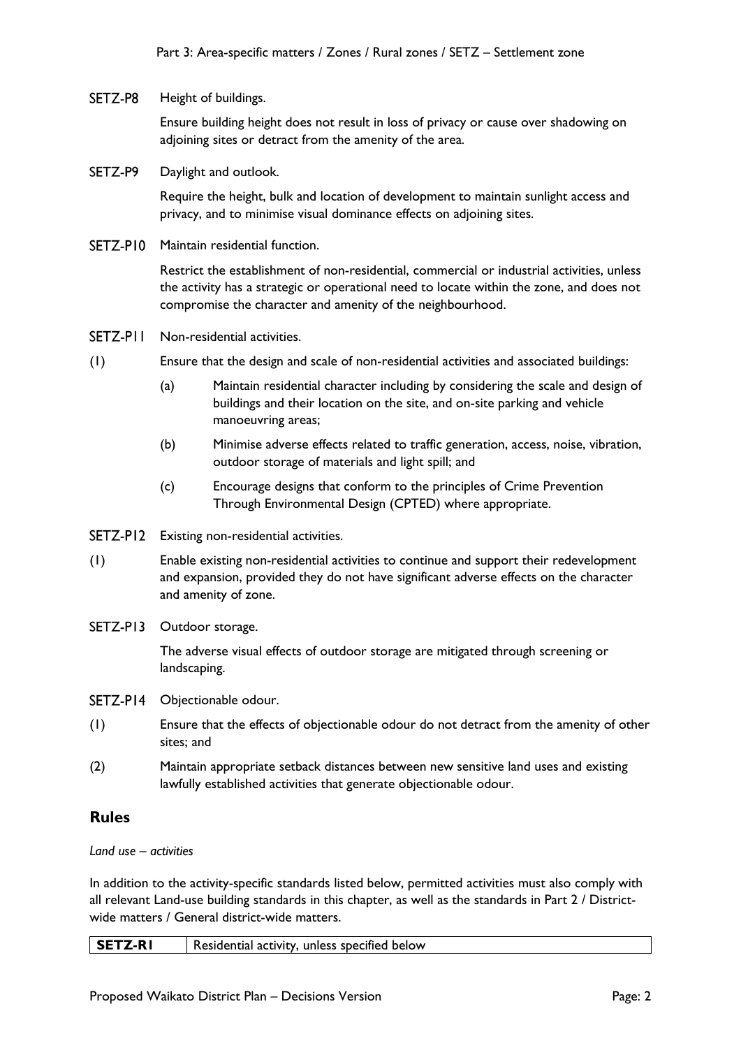SETZ-P8 Height of buildings.

Ensure building height does not result in loss of privacy or cause over shadowing on adjoining sites or detract from the amenity of the area.

SETZ-P9 Daylight and outlook.

Require the height, bulk and location of development to maintain sunlight access and privacy, and to minimise visual dominance effects on adjoining sites.

SETZ-P10 Maintain residential function.

Restrict the establishment of non-residential, commercial or industrial activities, unless the activity has a strategic or operational need to locate within the zone, and does not compromise the character and amenity of the neighbourhood.

SETZ-P11 Non-residential activities.

(1) Ensure that the design and scale of non-residential activities and associated buildings:

- (a) Maintain residential character including by considering the scale and design of buildings and their location on the site, and on-site parking and vehicle manoeuvring areas;
- (b) Minimise adverse effects related to traffic generation, access, noise, vibration, outdoor storage of materials and light spill; and
- (c) Encourage designs that conform to the principles of Crime Prevention Through Environmental Design (CPTED) where appropriate.

SETZ-P12 Existing non-residential activities.

(1) Enable existing non-residential activities to continue and support their redevelopment and expansion, provided they do not have significant adverse effects on the character and amenity of zone.

SETZ-P13 Outdoor storage.

The adverse visual effects of outdoor storage are mitigated through screening or landscaping.

SETZ-P14 Objectionable odour.

(1) Ensure that the effects of objectionable odour do not detract from the amenity of other sites; and

(2) Maintain appropriate setback distances between new sensitive land uses and existing lawfully established activities that generate objectionable odour.

## Rules

*Land use – activities*

In addition to the activity-specific standards listed below, permitted activities must also comply with all relevant Land-use building standards in this chapter, as well as the standards in Part 2 / District-wide matters / General district-wide matters.

| **SETZ-R1** | Residential activity, unless specified below |
|---|---|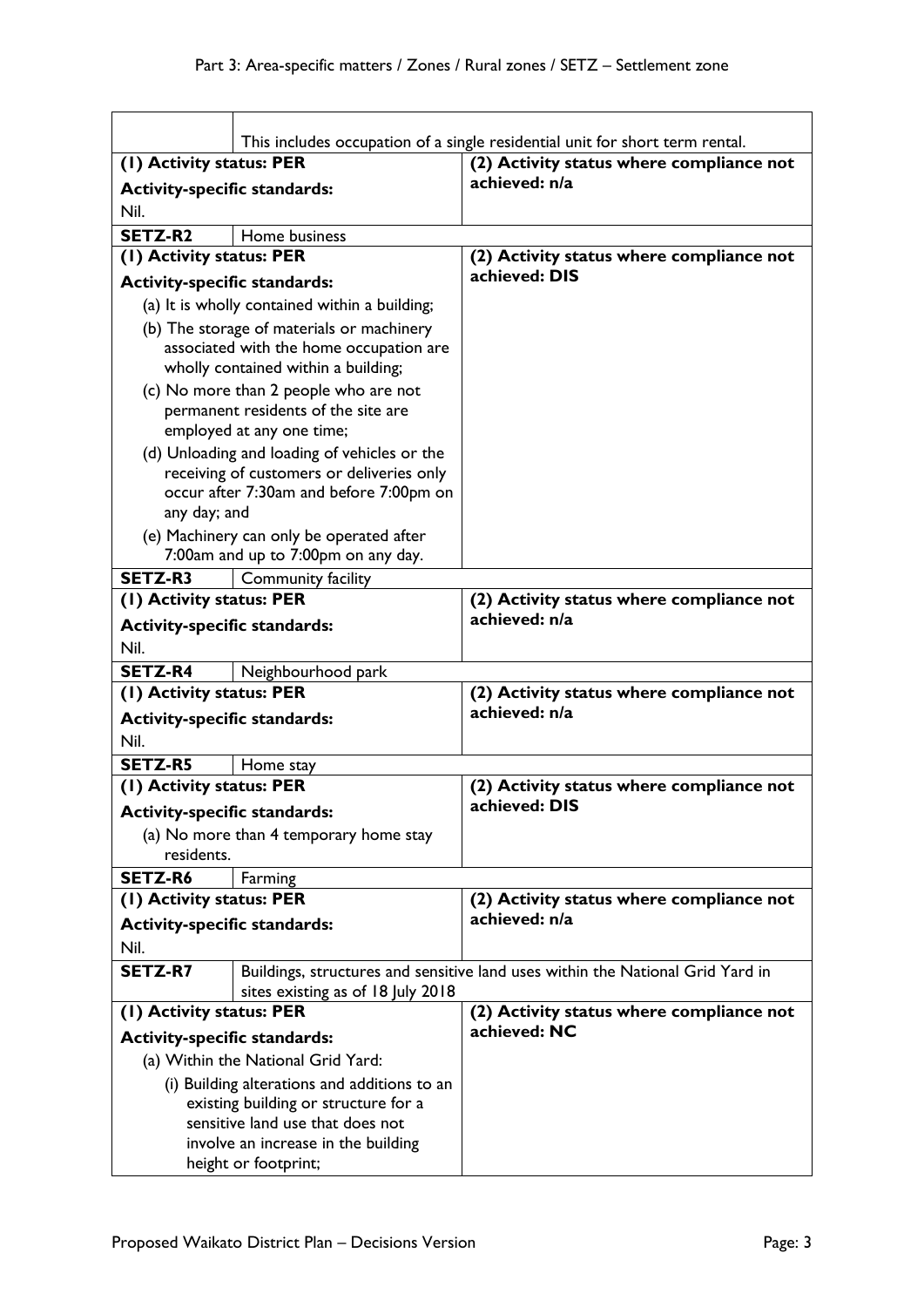| | | |
|---|---|---|
| | This includes occupation of a single residential unit for short term rental. | |
| **(1) Activity status: PER**<br>**Activity-specific standards:**<br>Nil. | | **(2) Activity status where compliance not achieved: n/a** |
| **SETZ-R2** | Home business | |
| **(1) Activity status: PER**<br>**Activity-specific standards:**<br>(a) It is wholly contained within a building;<br>(b) The storage of materials or machinery associated with the home occupation are wholly contained within a building;<br>(c) No more than 2 people who are not permanent residents of the site are employed at any one time;<br>(d) Unloading and loading of vehicles or the receiving of customers or deliveries only occur after 7:30am and before 7:00pm on any day; and<br>(e) Machinery can only be operated after 7:00am and up to 7:00pm on any day. | | **(2) Activity status where compliance not achieved: DIS** |
| **SETZ-R3** | Community facility | |
| **(1) Activity status: PER**<br>**Activity-specific standards:**<br>Nil. | | **(2) Activity status where compliance not achieved: n/a** |
| **SETZ-R4** | Neighbourhood park | |
| **(1) Activity status: PER**<br>**Activity-specific standards:**<br>Nil. | | **(2) Activity status where compliance not achieved: n/a** |
| **SETZ-R5** | Home stay | |
| **(1) Activity status: PER**<br>**Activity-specific standards:**<br>(a) No more than 4 temporary home stay residents. | | **(2) Activity status where compliance not achieved: DIS** |
| **SETZ-R6** | Farming | |
| **(1) Activity status: PER**<br>**Activity-specific standards:**<br>Nil. | | **(2) Activity status where compliance not achieved: n/a** |
| **SETZ-R7** | Buildings, structures and sensitive land uses within the National Grid Yard in sites existing as of 18 July 2018 | |
| **(1) Activity status: PER**<br>**Activity-specific standards:**<br>(a) Within the National Grid Yard:<br>(i) Building alterations and additions to an existing building or structure for a sensitive land use that does not involve an increase in the building height or footprint; | | **(2) Activity status where compliance not achieved: NC** |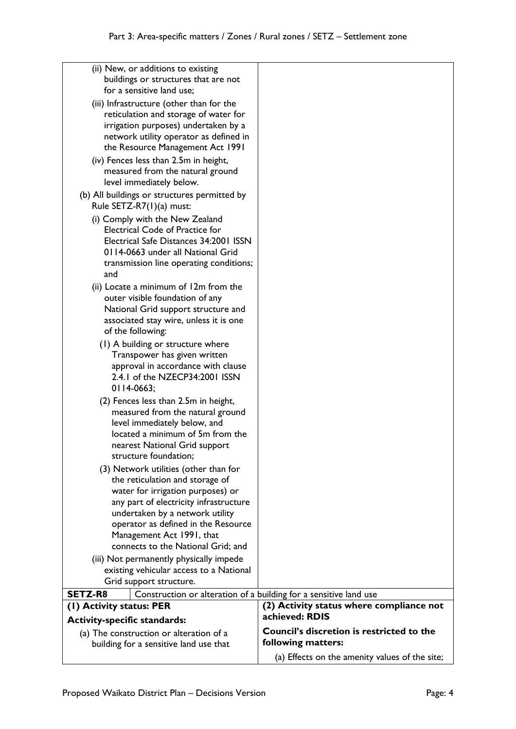| | |
|---|---|
| (ii) New, or additions to existing buildings or structures that are not for a sensitive land use;<br>(iii) Infrastructure (other than for the reticulation and storage of water for irrigation purposes) undertaken by a network utility operator as defined in the Resource Management Act 1991<br>(iv) Fences less than 2.5m in height, measured from the natural ground level immediately below.<br>(b) All buildings or structures permitted by Rule SETZ-R7(1)(a) must:<br>(i) Comply with the New Zealand Electrical Code of Practice for Electrical Safe Distances 34:2001 ISSN 0114-0663 under all National Grid transmission line operating conditions; and<br>(ii) Locate a minimum of 12m from the outer visible foundation of any National Grid support structure and associated stay wire, unless it is one of the following:<br>(1) A building or structure where Transpower has given written approval in accordance with clause 2.4.1 of the NZECP34:2001 ISSN 0114-0663;<br>(2) Fences less than 2.5m in height, measured from the natural ground level immediately below, and located a minimum of 5m from the nearest National Grid support structure foundation;<br>(3) Network utilities (other than for the reticulation and storage of water for irrigation purposes) or any part of electricity infrastructure undertaken by a network utility operator as defined in the Resource Management Act 1991, that connects to the National Grid; and<br>(iii) Not permanently physically impede existing vehicular access to a National Grid support structure. | |
| **SETZ-R8** | Construction or alteration of a building for a sensitive land use |
| **(1) Activity status: PER**<br>**Activity-specific standards:**<br>(a) The construction or alteration of a building for a sensitive land use that | **(2) Activity status where compliance not achieved: RDIS**<br>**Council's discretion is restricted to the following matters:**<br>(a) Effects on the amenity values of the site; |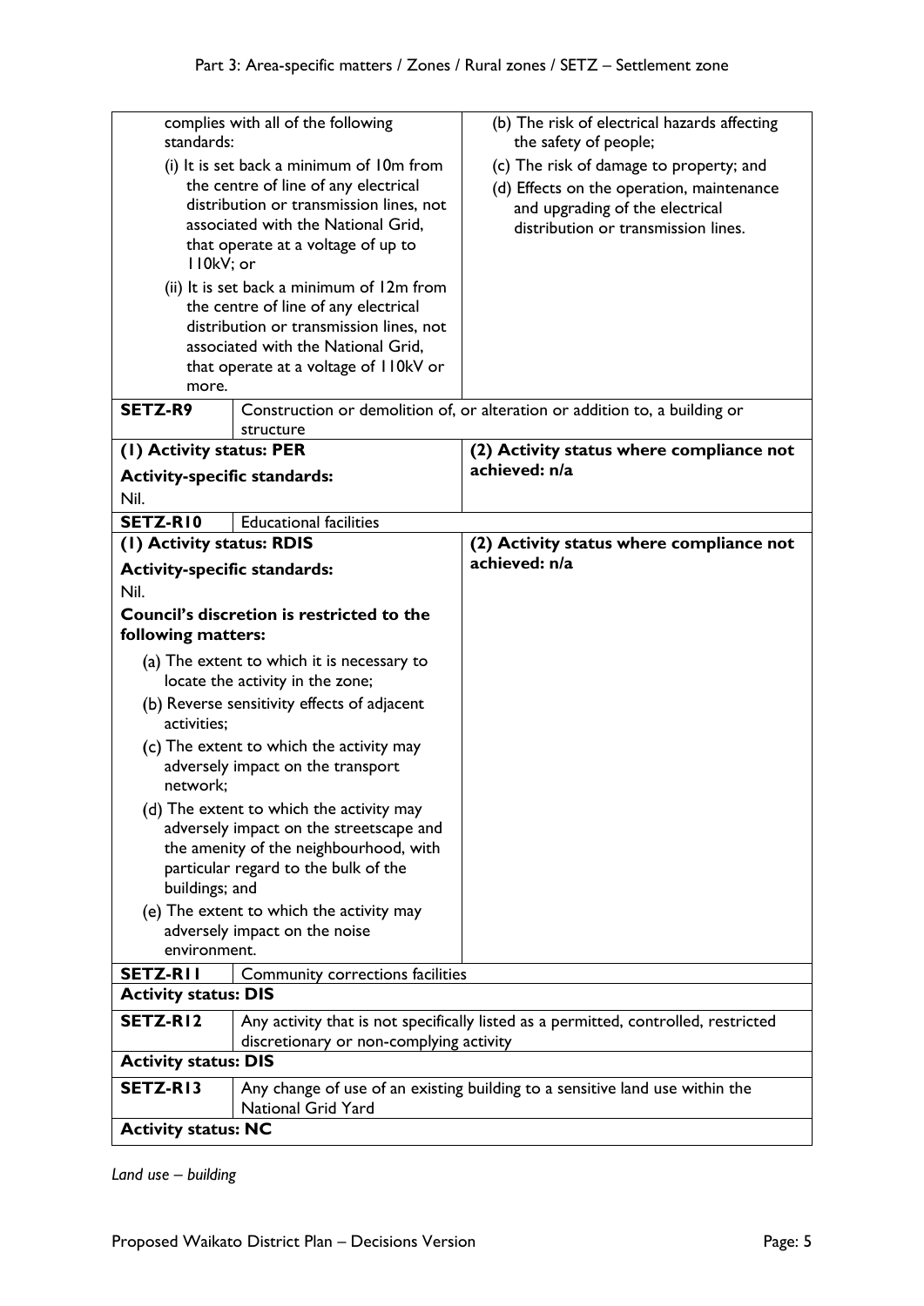| | | |
|---|---|---|
| complies with all of the following standards:<br>(i) It is set back a minimum of 10m from the centre of line of any electrical distribution or transmission lines, not associated with the National Grid, that operate at a voltage of up to 110kV; or<br>(ii) It is set back a minimum of 12m from the centre of line of any electrical distribution or transmission lines, not associated with the National Grid, that operate at a voltage of 110kV or more. | | (b) The risk of electrical hazards affecting the safety of people;<br>(c) The risk of damage to property; and<br>(d) Effects on the operation, maintenance and upgrading of the electrical distribution or transmission lines. |
| **SETZ-R9** | Construction or demolition of, or alteration or addition to, a building or structure | |
| **(1) Activity status: PER**<br>**Activity-specific standards:**<br>Nil. | | **(2) Activity status where compliance not achieved: n/a** |
| **SETZ-R10** | Educational facilities | |
| **(1) Activity status: RDIS**<br>**Activity-specific standards:**<br>Nil.<br>**Council's discretion is restricted to the following matters:**<br>(a) The extent to which it is necessary to locate the activity in the zone;<br>(b) Reverse sensitivity effects of adjacent activities;<br>(c) The extent to which the activity may adversely impact on the transport network;<br>(d) The extent to which the activity may adversely impact on the streetscape and the amenity of the neighbourhood, with particular regard to the bulk of the buildings; and<br>(e) The extent to which the activity may adversely impact on the noise environment. | | **(2) Activity status where compliance not achieved: n/a** |
| **SETZ-R11** | Community corrections facilities | |
| **Activity status: DIS** | | |
| **SETZ-R12** | Any activity that is not specifically listed as a permitted, controlled, restricted discretionary or non-complying activity | |
| **Activity status: DIS** | | |
| **SETZ-R13** | Any change of use of an existing building to a sensitive land use within the National Grid Yard | |
| **Activity status: NC** | | |

*Land use – building*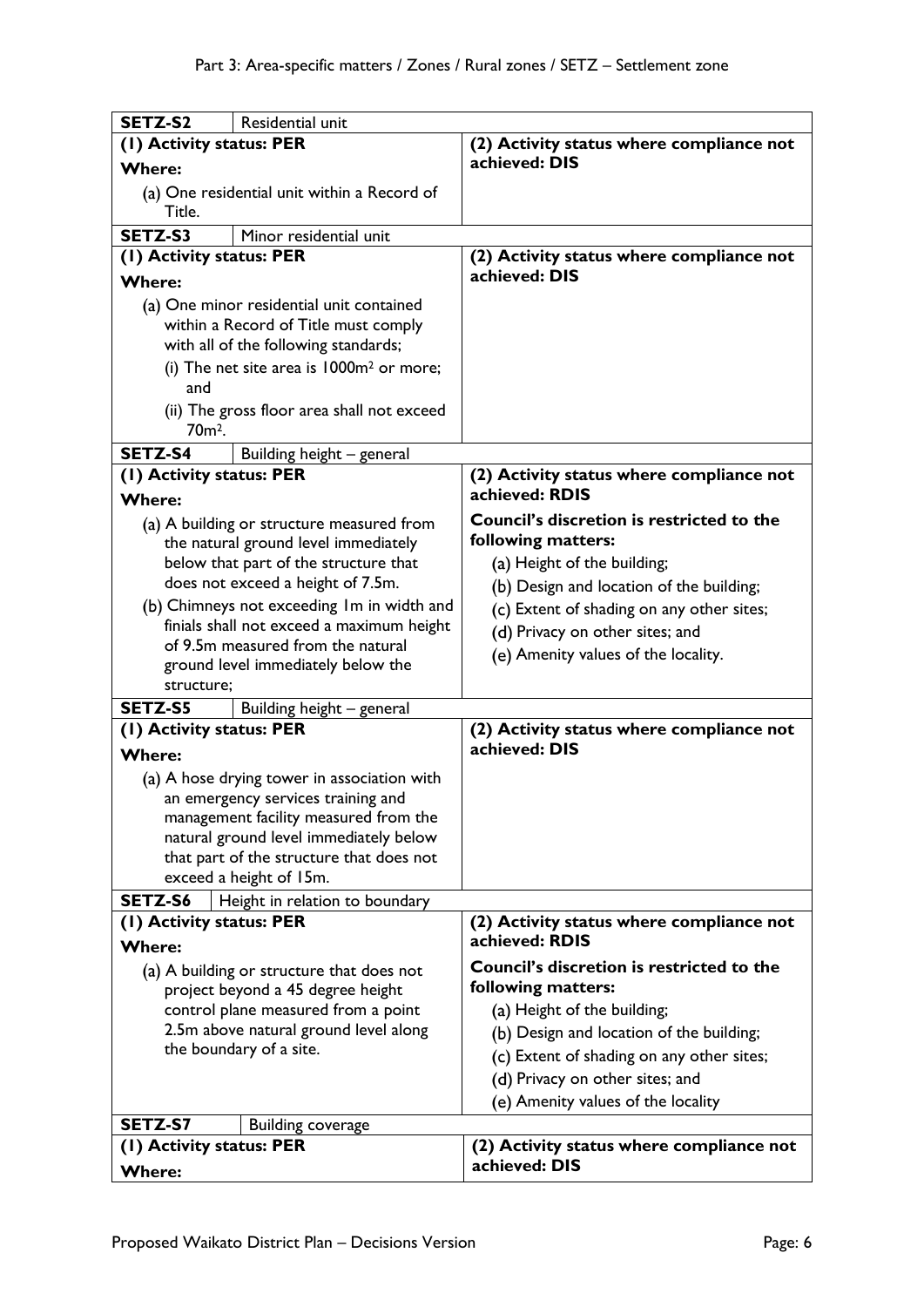| SETZ-S2 | Residential unit | |
|---|---|---|
| **(1) Activity status: PER**<br>**Where:**<br>(a) One residential unit within a Record of Title. | | **(2) Activity status where compliance not achieved: DIS** |
| **SETZ-S3** | Minor residential unit | |
| **(1) Activity status: PER**<br>**Where:**<br>(a) One minor residential unit contained within a Record of Title must comply with all of the following standards;<br>(i) The net site area is 1000m² or more; and<br>(ii) The gross floor area shall not exceed 70m². | | **(2) Activity status where compliance not achieved: DIS** |
| **SETZ-S4** | Building height – general | |
| **(1) Activity status: PER**<br>**Where:**<br>(a) A building or structure measured from the natural ground level immediately below that part of the structure that does not exceed a height of 7.5m.<br>(b) Chimneys not exceeding 1m in width and finials shall not exceed a maximum height of 9.5m measured from the natural ground level immediately below the structure; | | **(2) Activity status where compliance not achieved: RDIS**<br>**Council's discretion is restricted to the following matters:**<br>(a) Height of the building;<br>(b) Design and location of the building;<br>(c) Extent of shading on any other sites;<br>(d) Privacy on other sites; and<br>(e) Amenity values of the locality. |
| **SETZ-S5** | Building height – general | |
| **(1) Activity status: PER**<br>**Where:**<br>(a) A hose drying tower in association with an emergency services training and management facility measured from the natural ground level immediately below that part of the structure that does not exceed a height of 15m. | | **(2) Activity status where compliance not achieved: DIS** |
| **SETZ-S6** | Height in relation to boundary | |
| **(1) Activity status: PER**<br>**Where:**<br>(a) A building or structure that does not project beyond a 45 degree height control plane measured from a point 2.5m above natural ground level along the boundary of a site. | | **(2) Activity status where compliance not achieved: RDIS**<br>**Council's discretion is restricted to the following matters:**<br>(a) Height of the building;<br>(b) Design and location of the building;<br>(c) Extent of shading on any other sites;<br>(d) Privacy on other sites; and<br>(e) Amenity values of the locality |
| **SETZ-S7** | Building coverage | |
| **(1) Activity status: PER**<br>**Where:** | | **(2) Activity status where compliance not achieved: DIS** |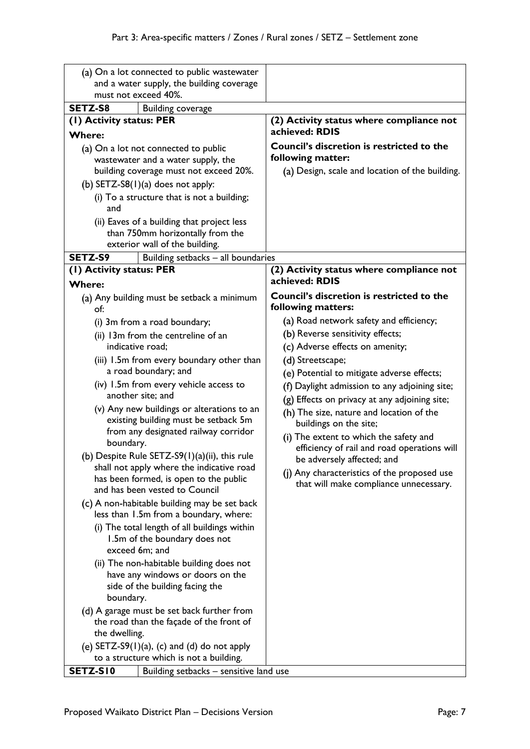| | |
|---|---|
| (a) On a lot connected to public wastewater and a water supply, the building coverage must not exceed 40%. | |
| **SETZ-S8** Building coverage | |
| **(1) Activity status: PER**<br>**Where:**<br>(a) On a lot not connected to public wastewater and a water supply, the building coverage must not exceed 20%.<br>(b) SETZ-S8(1)(a) does not apply:<br>(i) To a structure that is not a building; and<br>(ii) Eaves of a building that project less than 750mm horizontally from the exterior wall of the building. | **(2) Activity status where compliance not achieved: RDIS**<br>**Council's discretion is restricted to the following matter:**<br>(a) Design, scale and location of the building. |
| **SETZ-S9** Building setbacks – all boundaries | |
| **(1) Activity status: PER**<br>**Where:**<br>(a) Any building must be setback a minimum of:<br>(i) 3m from a road boundary;<br>(ii) 13m from the centreline of an indicative road;<br>(iii) 1.5m from every boundary other than a road boundary; and<br>(iv) 1.5m from every vehicle access to another site; and<br>(v) Any new buildings or alterations to an existing building must be setback 5m from any designated railway corridor boundary.<br>(b) Despite Rule SETZ-S9(1)(a)(ii), this rule shall not apply where the indicative road has been formed, is open to the public and has been vested to Council<br>(c) A non-habitable building may be set back less than 1.5m from a boundary, where:<br>(i) The total length of all buildings within 1.5m of the boundary does not exceed 6m; and<br>(ii) The non-habitable building does not have any windows or doors on the side of the building facing the boundary.<br>(d) A garage must be set back further from the road than the façade of the front of the dwelling.<br>(e) SETZ-S9(1)(a), (c) and (d) do not apply to a structure which is not a building. | **(2) Activity status where compliance not achieved: RDIS**<br>**Council's discretion is restricted to the following matters:**<br>(a) Road network safety and efficiency;<br>(b) Reverse sensitivity effects;<br>(c) Adverse effects on amenity;<br>(d) Streetscape;<br>(e) Potential to mitigate adverse effects;<br>(f) Daylight admission to any adjoining site;<br>(g) Effects on privacy at any adjoining site;<br>(h) The size, nature and location of the buildings on the site;<br>(i) The extent to which the safety and efficiency of rail and road operations will be adversely affected; and<br>(j) Any characteristics of the proposed use that will make compliance unnecessary. |
| **SETZ-S10** Building setbacks – sensitive land use | |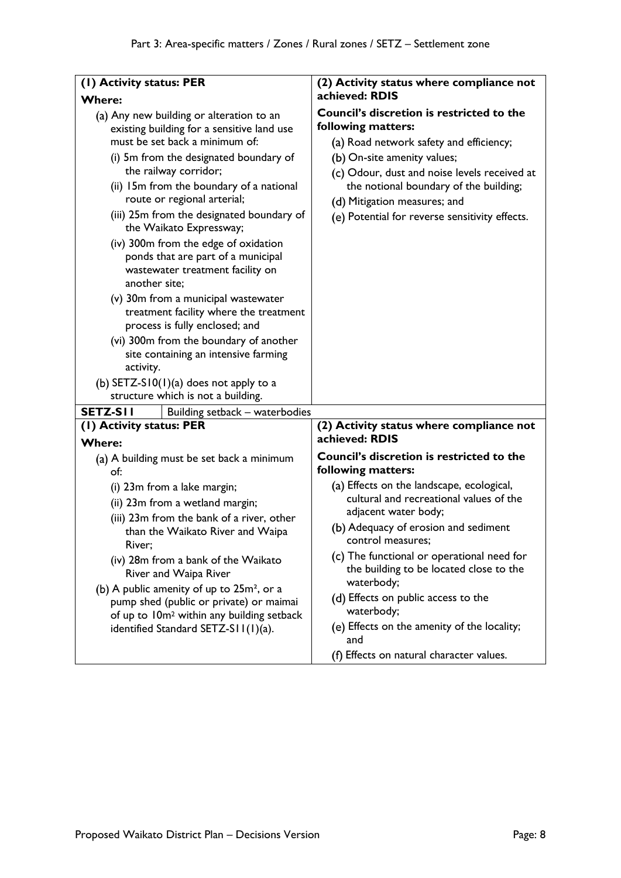| (1) Activity status: PER | (2) Activity status where compliance not achieved: RDIS |
|---|---|
| **Where:**<br>(a) Any new building or alteration to an existing building for a sensitive land use must be set back a minimum of:<br>(i) 5m from the designated boundary of the railway corridor;<br>(ii) 15m from the boundary of a national route or regional arterial;<br>(iii) 25m from the designated boundary of the Waikato Expressway;<br>(iv) 300m from the edge of oxidation ponds that are part of a municipal wastewater treatment facility on another site;<br>(v) 30m from a municipal wastewater treatment facility where the treatment process is fully enclosed; and<br>(vi) 300m from the boundary of another site containing an intensive farming activity.<br>(b) SETZ-S10(1)(a) does not apply to a structure which is not a building. | **Council's discretion is restricted to the following matters:**<br>(a) Road network safety and efficiency;<br>(b) On-site amenity values;<br>(c) Odour, dust and noise levels received at the notional boundary of the building;<br>(d) Mitigation measures; and<br>(e) Potential for reverse sensitivity effects. |
| **SETZ-S11** Building setback – waterbodies | |
| **(1) Activity status: PER** | **(2) Activity status where compliance not achieved: RDIS** |
| **Where:**<br>(a) A building must be set back a minimum of:<br>(i) 23m from a lake margin;<br>(ii) 23m from a wetland margin;<br>(iii) 23m from the bank of a river, other than the Waikato River and Waipa River;<br>(iv) 28m from a bank of the Waikato River and Waipa River<br>(b) A public amenity of up to 25m², or a pump shed (public or private) or maimai of up to 10m² within any building setback identified Standard SETZ-S11(1)(a). | **Council's discretion is restricted to the following matters:**<br>(a) Effects on the landscape, ecological, cultural and recreational values of the adjacent water body;<br>(b) Adequacy of erosion and sediment control measures;<br>(c) The functional or operational need for the building to be located close to the waterbody;<br>(d) Effects on public access to the waterbody;<br>(e) Effects on the amenity of the locality; and<br>(f) Effects on natural character values. |